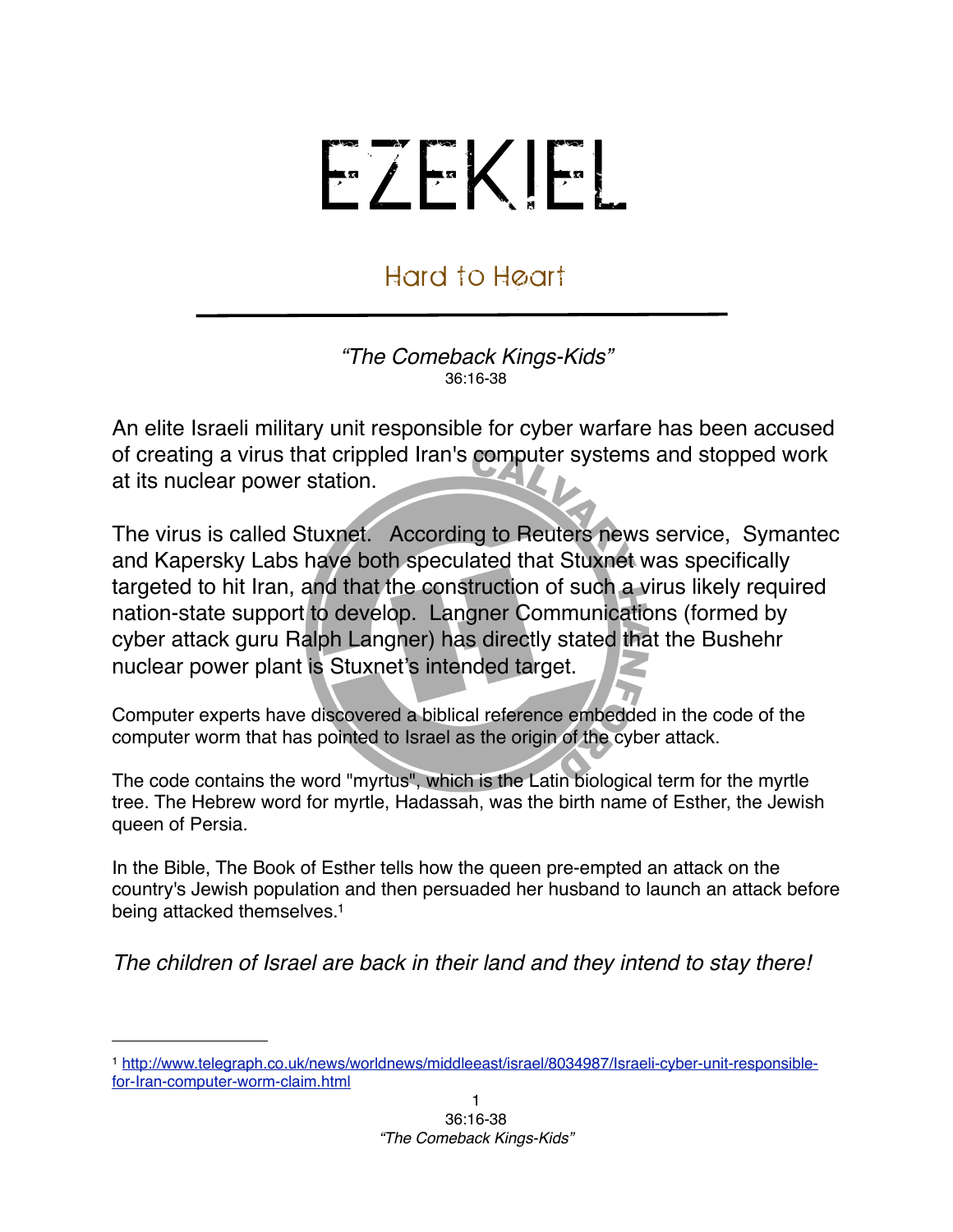# EZEKIEL

## Hard to Heart

*"The Comeback Kings-Kids"*
36:16-38

An elite Israeli military unit responsible for cyber warfare has been accused of creating a virus that crippled Iran's computer systems and stopped work at its nuclear power station.

The virus is called Stuxnet. According to Reuters news service, Symantec and Kapersky Labs have both speculated that Stuxnet was specifically targeted to hit Iran, and that the construction of such a virus likely required nation-state support to develop. Langner Communications (formed by cyber attack guru Ralph Langner) has directly stated that the Bushehr nuclear power plant is Stuxnet's intended target.

Computer experts have discovered a biblical reference embedded in the code of the computer worm that has pointed to Israel as the origin of the cyber attack.

The code contains the word "myrtus", which is the Latin biological term for the myrtle tree. The Hebrew word for myrtle, Hadassah, was the birth name of Esther, the Jewish queen of Persia.

In the Bible, The Book of Esther tells how the queen pre-empted an attack on the country's Jewish population and then persuaded her husband to launch an attack before being attacked themselves.[1]

*The children of Israel are back in their land and they intend to stay there!*

---

[1] http://www.telegraph.co.uk/news/worldnews/middleeast/israel/8034987/Israeli-cyber-unit-responsible-for-Iran-computer-worm-claim.html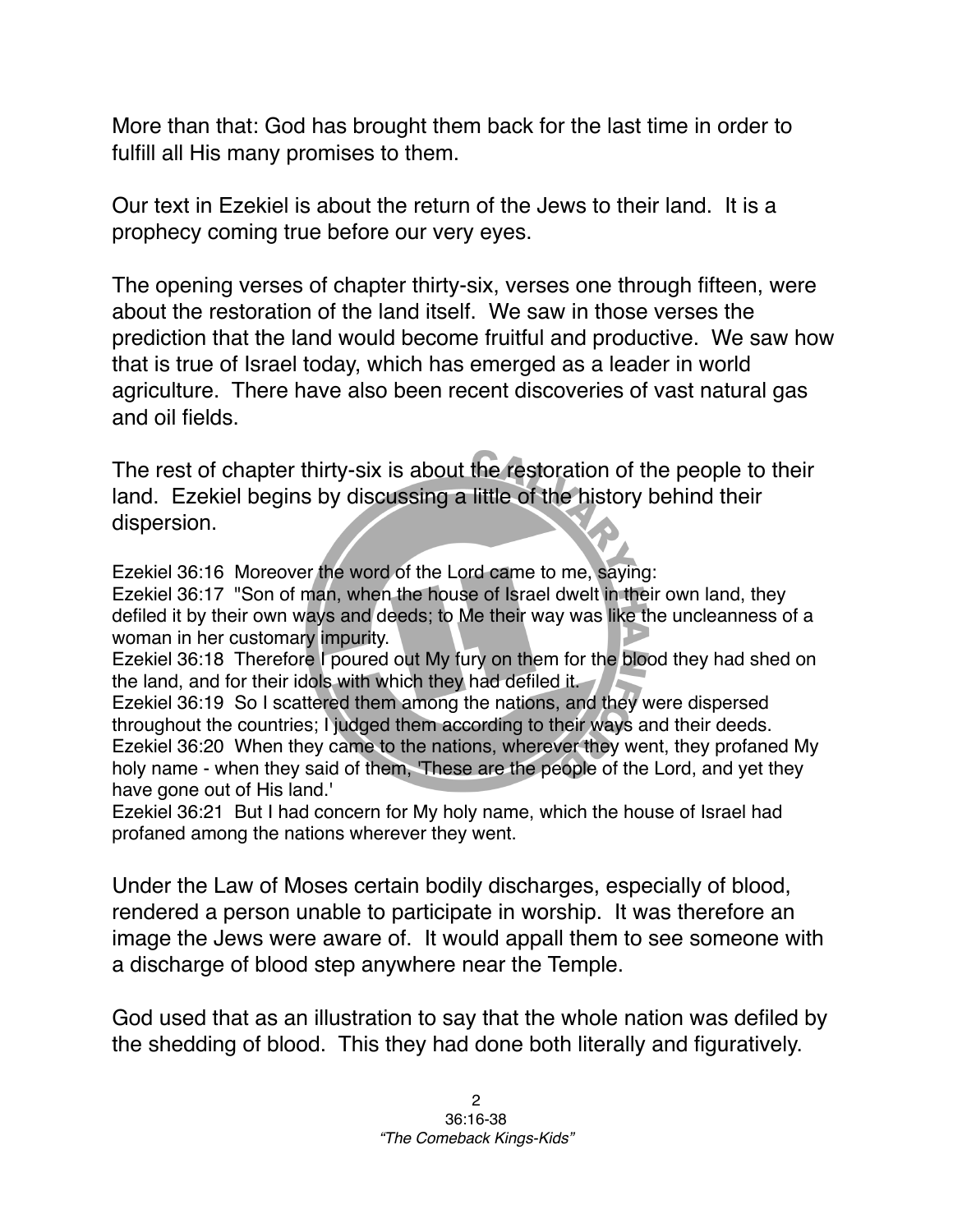More than that: God has brought them back for the last time in order to fulfill all His many promises to them.

Our text in Ezekiel is about the return of the Jews to their land. It is a prophecy coming true before our very eyes.

The opening verses of chapter thirty-six, verses one through fifteen, were about the restoration of the land itself. We saw in those verses the prediction that the land would become fruitful and productive. We saw how that is true of Israel today, which has emerged as a leader in world agriculture. There have also been recent discoveries of vast natural gas and oil fields.

The rest of chapter thirty-six is about the restoration of the people to their land. Ezekiel begins by discussing a little of the history behind their dispersion.

Ezekiel 36:16 Moreover the word of the Lord came to me, saying:
Ezekiel 36:17 "Son of man, when the house of Israel dwelt in their own land, they defiled it by their own ways and deeds; to Me their way was like the uncleanness of a woman in her customary impurity.
Ezekiel 36:18 Therefore I poured out My fury on them for the blood they had shed on the land, and for their idols with which they had defiled it.
Ezekiel 36:19 So I scattered them among the nations, and they were dispersed throughout the countries; I judged them according to their ways and their deeds.
Ezekiel 36:20 When they came to the nations, wherever they went, they profaned My holy name - when they said of them, 'These are the people of the Lord, and yet they have gone out of His land.'
Ezekiel 36:21 But I had concern for My holy name, which the house of Israel had profaned among the nations wherever they went.

Under the Law of Moses certain bodily discharges, especially of blood, rendered a person unable to participate in worship. It was therefore an image the Jews were aware of. It would appall them to see someone with a discharge of blood step anywhere near the Temple.

God used that as an illustration to say that the whole nation was defiled by the shedding of blood. This they had done both literally and figuratively.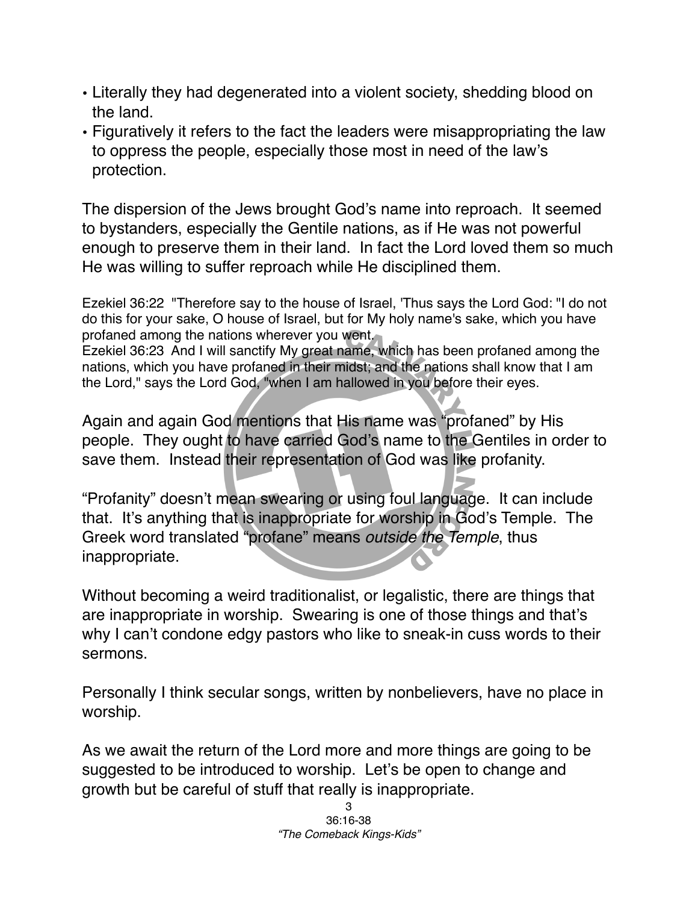- Literally they had degenerated into a violent society, shedding blood on the land.
- Figuratively it refers to the fact the leaders were misappropriating the law to oppress the people, especially those most in need of the law's protection.

The dispersion of the Jews brought God's name into reproach. It seemed to bystanders, especially the Gentile nations, as if He was not powerful enough to preserve them in their land. In fact the Lord loved them so much He was willing to suffer reproach while He disciplined them.

Ezekiel 36:22 "Therefore say to the house of Israel, 'Thus says the Lord God: "I do not do this for your sake, O house of Israel, but for My holy name's sake, which you have profaned among the nations wherever you went.
Ezekiel 36:23 And I will sanctify My great name, which has been profaned among the nations, which you have profaned in their midst; and the nations shall know that I am the Lord," says the Lord God, "when I am hallowed in you before their eyes.

Again and again God mentions that His name was "profaned" by His people. They ought to have carried God's name to the Gentiles in order to save them. Instead their representation of God was like profanity.

"Profanity" doesn't mean swearing or using foul language. It can include that. It's anything that is inappropriate for worship in God's Temple. The Greek word translated "profane" means *outside the Temple*, thus inappropriate.

Without becoming a weird traditionalist, or legalistic, there are things that are inappropriate in worship. Swearing is one of those things and that's why I can't condone edgy pastors who like to sneak-in cuss words to their sermons.

Personally I think secular songs, written by nonbelievers, have no place in worship.

As we await the return of the Lord more and more things are going to be suggested to be introduced to worship. Let's be open to change and growth but be careful of stuff that really is inappropriate.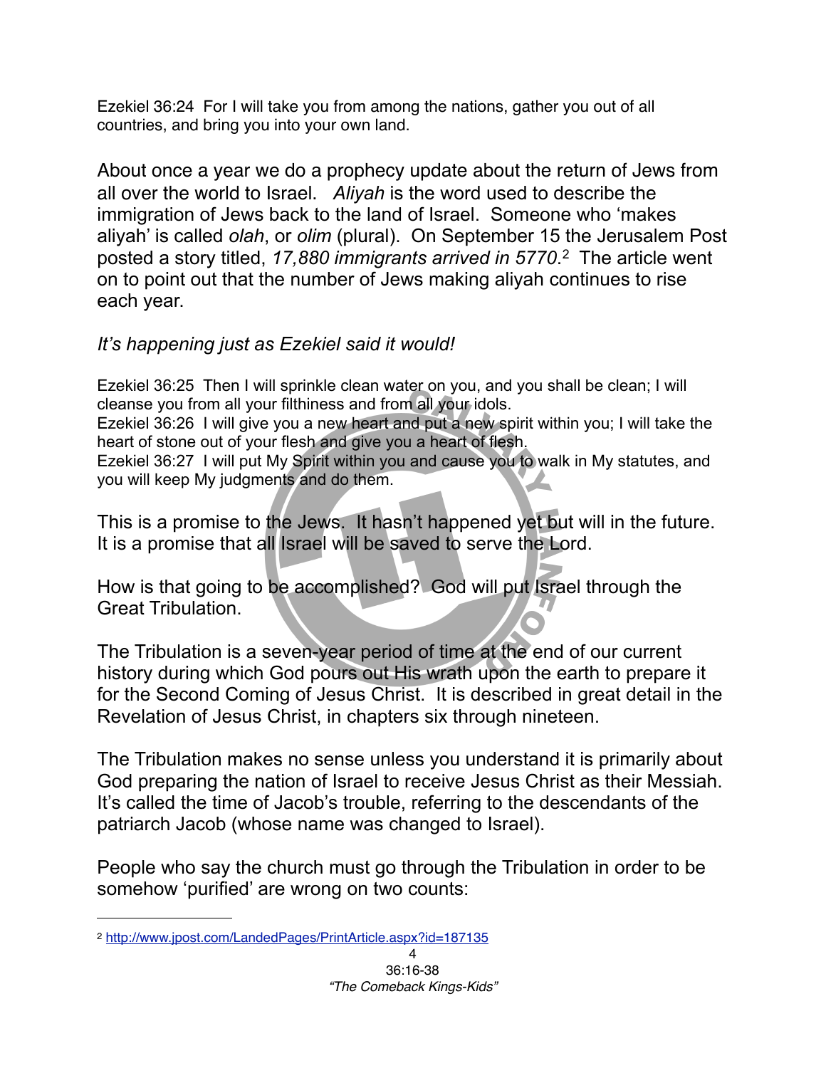Ezekiel 36:24 For I will take you from among the nations, gather you out of all countries, and bring you into your own land.

About once a year we do a prophecy update about the return of Jews from all over the world to Israel. *Aliyah* is the word used to describe the immigration of Jews back to the land of Israel. Someone who 'makes aliyah' is called *olah*, or *olim* (plural). On September 15 the Jerusalem Post posted a story titled, *17,880 immigrants arrived in 5770*.[2] The article went on to point out that the number of Jews making aliyah continues to rise each year.

*It's happening just as Ezekiel said it would!*

Ezekiel 36:25 Then I will sprinkle clean water on you, and you shall be clean; I will cleanse you from all your filthiness and from all your idols.
Ezekiel 36:26 I will give you a new heart and put a new spirit within you; I will take the heart of stone out of your flesh and give you a heart of flesh.
Ezekiel 36:27 I will put My Spirit within you and cause you to walk in My statutes, and you will keep My judgments and do them.

This is a promise to the Jews. It hasn't happened yet but will in the future. It is a promise that all Israel will be saved to serve the Lord.

How is that going to be accomplished? God will put Israel through the Great Tribulation.

The Tribulation is a seven-year period of time at the end of our current history during which God pours out His wrath upon the earth to prepare it for the Second Coming of Jesus Christ. It is described in great detail in the Revelation of Jesus Christ, in chapters six through nineteen.

The Tribulation makes no sense unless you understand it is primarily about God preparing the nation of Israel to receive Jesus Christ as their Messiah. It's called the time of Jacob's trouble, referring to the descendants of the patriarch Jacob (whose name was changed to Israel).

People who say the church must go through the Tribulation in order to be somehow 'purified' are wrong on two counts:

---

[2] http://www.jpost.com/LandedPages/PrintArticle.aspx?id=187135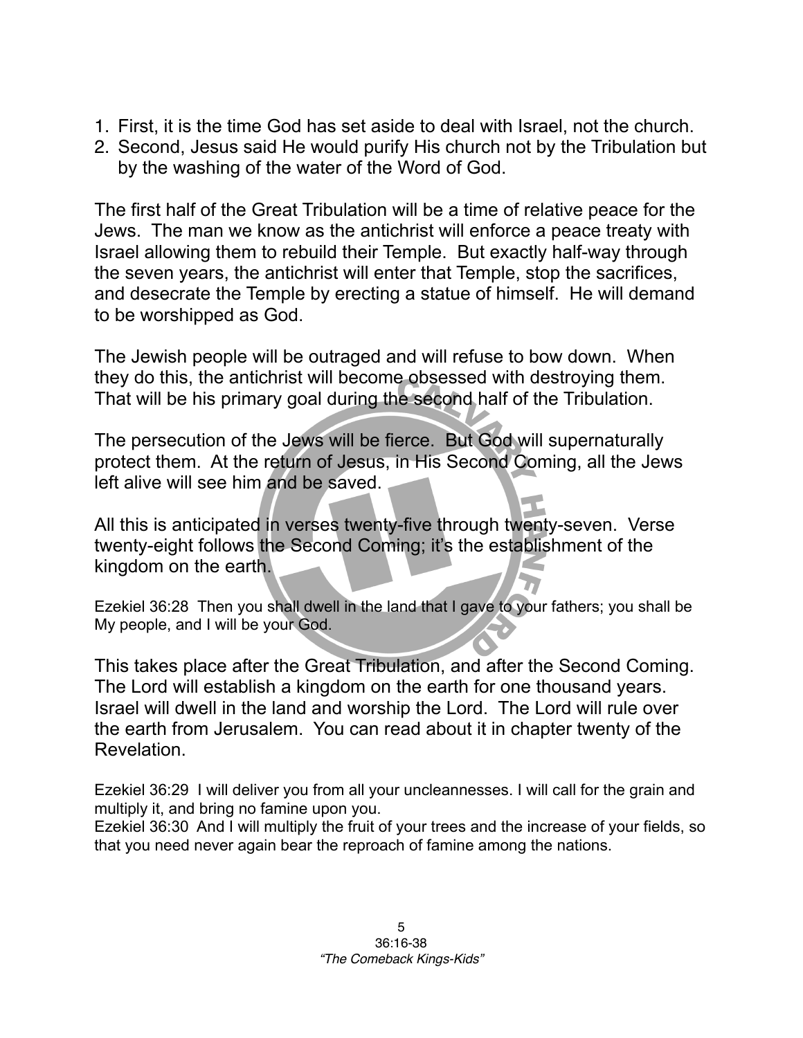1. First, it is the time God has set aside to deal with Israel, not the church.
2. Second, Jesus said He would purify His church not by the Tribulation but by the washing of the water of the Word of God.

The first half of the Great Tribulation will be a time of relative peace for the Jews. The man we know as the antichrist will enforce a peace treaty with Israel allowing them to rebuild their Temple. But exactly half-way through the seven years, the antichrist will enter that Temple, stop the sacrifices, and desecrate the Temple by erecting a statue of himself. He will demand to be worshipped as God.

The Jewish people will be outraged and will refuse to bow down. When they do this, the antichrist will become obsessed with destroying them. That will be his primary goal during the second half of the Tribulation.

The persecution of the Jews will be fierce. But God will supernaturally protect them. At the return of Jesus, in His Second Coming, all the Jews left alive will see him and be saved.

All this is anticipated in verses twenty-five through twenty-seven. Verse twenty-eight follows the Second Coming; it's the establishment of the kingdom on the earth.

Ezekiel 36:28 Then you shall dwell in the land that I gave to your fathers; you shall be My people, and I will be your God.

This takes place after the Great Tribulation, and after the Second Coming. The Lord will establish a kingdom on the earth for one thousand years. Israel will dwell in the land and worship the Lord. The Lord will rule over the earth from Jerusalem. You can read about it in chapter twenty of the Revelation.

Ezekiel 36:29 I will deliver you from all your uncleannesses. I will call for the grain and multiply it, and bring no famine upon you.
Ezekiel 36:30 And I will multiply the fruit of your trees and the increase of your fields, so that you need never again bear the reproach of famine among the nations.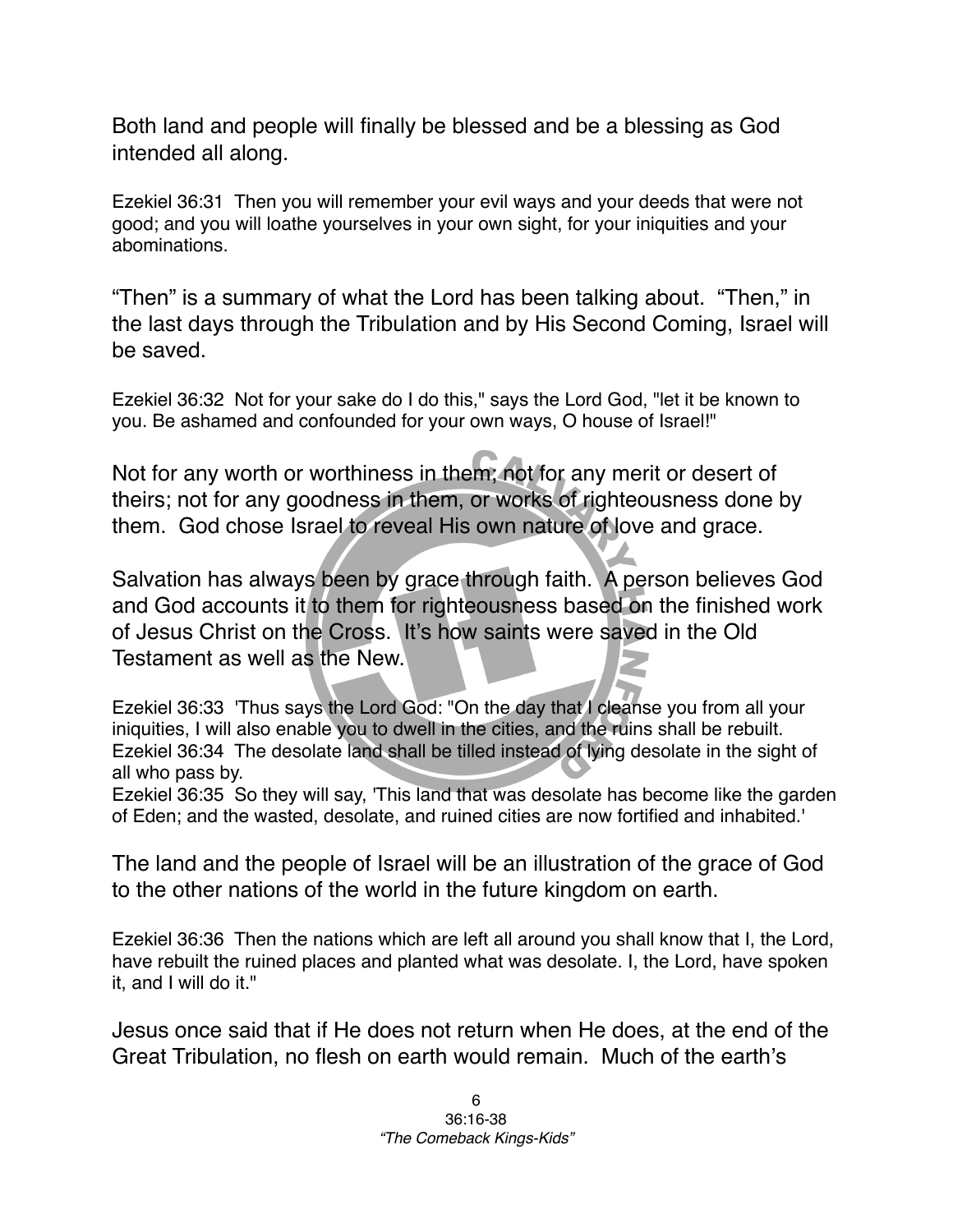Both land and people will finally be blessed and be a blessing as God intended all along.

Ezekiel 36:31  Then you will remember your evil ways and your deeds that were not good; and you will loathe yourselves in your own sight, for your iniquities and your abominations.

"Then" is a summary of what the Lord has been talking about. "Then," in the last days through the Tribulation and by His Second Coming, Israel will be saved.

Ezekiel 36:32  Not for your sake do I do this," says the Lord God, "let it be known to you. Be ashamed and confounded for your own ways, O house of Israel!"

Not for any worth or worthiness in them; not for any merit or desert of theirs; not for any goodness in them, or works of righteousness done by them. God chose Israel to reveal His own nature of love and grace.

Salvation has always been by grace through faith. A person believes God and God accounts it to them for righteousness based on the finished work of Jesus Christ on the Cross. It's how saints were saved in the Old Testament as well as the New.

Ezekiel 36:33  'Thus says the Lord God: "On the day that I cleanse you from all your iniquities, I will also enable you to dwell in the cities, and the ruins shall be rebuilt.
Ezekiel 36:34  The desolate land shall be tilled instead of lying desolate in the sight of all who pass by.
Ezekiel 36:35  So they will say, 'This land that was desolate has become like the garden of Eden; and the wasted, desolate, and ruined cities are now fortified and inhabited.'

The land and the people of Israel will be an illustration of the grace of God to the other nations of the world in the future kingdom on earth.

Ezekiel 36:36  Then the nations which are left all around you shall know that I, the Lord, have rebuilt the ruined places and planted what was desolate. I, the Lord, have spoken it, and I will do it."

Jesus once said that if He does not return when He does, at the end of the Great Tribulation, no flesh on earth would remain. Much of the earth's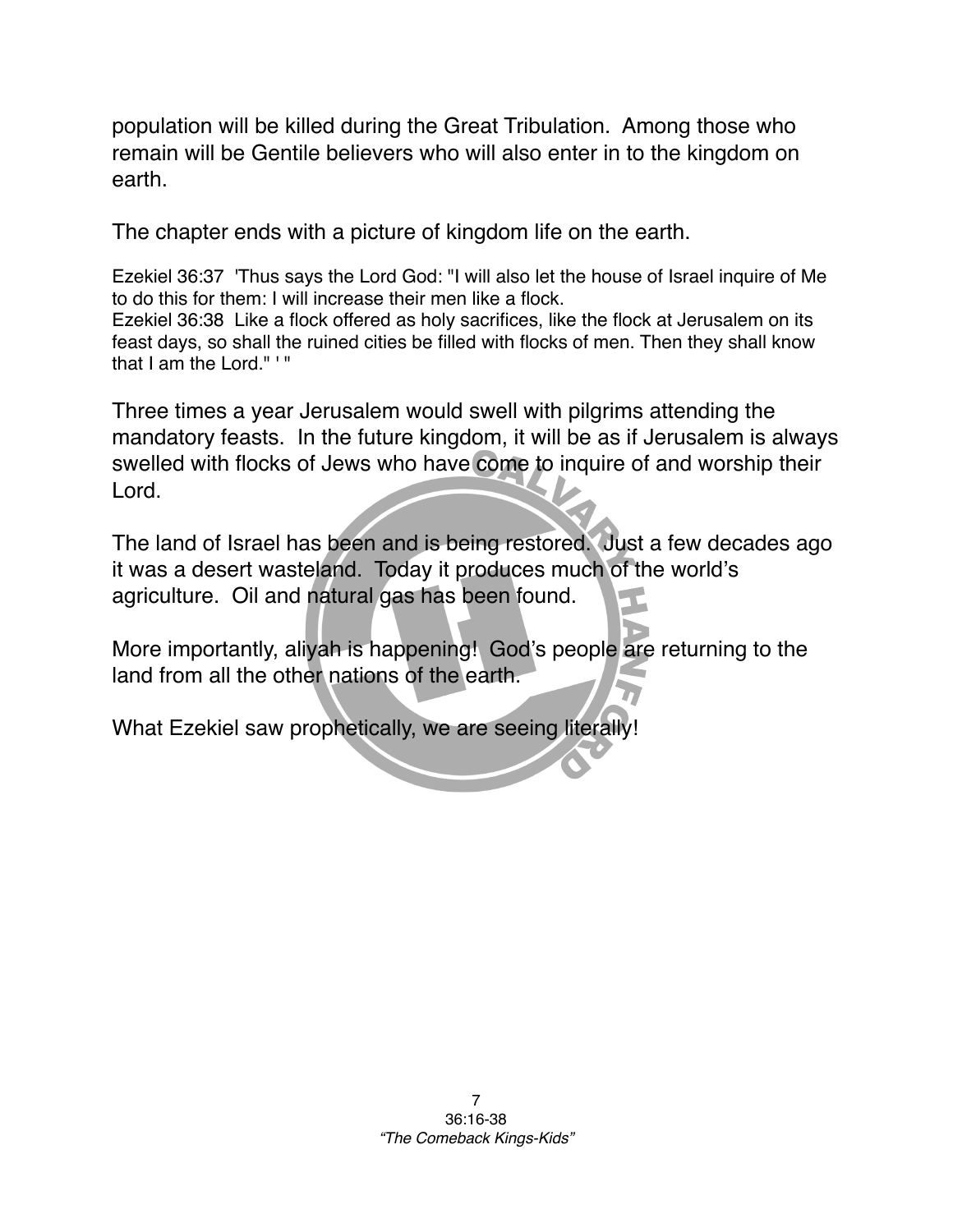population will be killed during the Great Tribulation. Among those who remain will be Gentile believers who will also enter in to the kingdom on earth.

The chapter ends with a picture of kingdom life on the earth.

Ezekiel 36:37 'Thus says the Lord God: "I will also let the house of Israel inquire of Me to do this for them: I will increase their men like a flock.
Ezekiel 36:38 Like a flock offered as holy sacrifices, like the flock at Jerusalem on its feast days, so shall the ruined cities be filled with flocks of men. Then they shall know that I am the Lord." ' "

Three times a year Jerusalem would swell with pilgrims attending the mandatory feasts. In the future kingdom, it will be as if Jerusalem is always swelled with flocks of Jews who have come to inquire of and worship their Lord.

The land of Israel has been and is being restored. Just a few decades ago it was a desert wasteland. Today it produces much of the world's agriculture. Oil and natural gas has been found.

More importantly, aliyah is happening! God's people are returning to the land from all the other nations of the earth.

What Ezekiel saw prophetically, we are seeing literally!